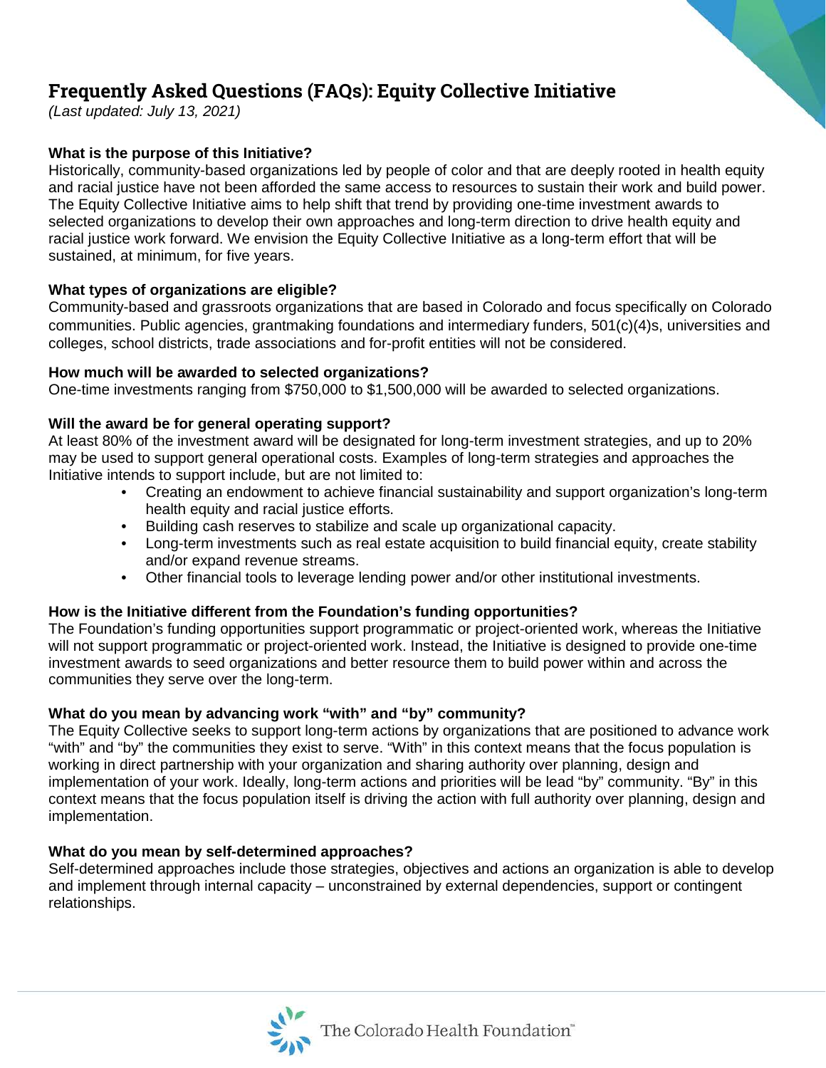# Frequently Asked Questions (FAQs): Equity Collective Initiative

*(Last updated: July 13, 2021)*

**What is the purpose of this Initiative?**

Historically, community-based organizations led by people of color and that are deeply rooted in health equity and racial justice have not been afforded the same access to resources to sustain their work and build power. The Equity Collective Initiative aims to help shift that trend by providing one-time investment awards to selected organizations to develop their own approaches and long-term direction to drive health equity and racial justice work forward. We envision the Equity Collective Initiative as a long-term effort that will be sustained, at minimum, for five years.

**What types of organizations are eligible?**

Community-based and grassroots organizations that are based in Colorado and focus specifically on Colorado communities. Public agencies, grantmaking foundations and intermediary funders, 501(c)(4)s, universities and colleges, school districts, trade associations and for-profit entities will not be considered.

**How much will be awarded to selected organizations?**

One-time investments ranging from $750,000 to $1,500,000 will be awarded to selected organizations.

**Will the award be for general operating support?**

At least 80% of the investment award will be designated for long-term investment strategies, and up to 20% may be used to support general operational costs. Examples of long-term strategies and approaches the Initiative intends to support include, but are not limited to:

- Creating an endowment to achieve financial sustainability and support organization's long-term health equity and racial justice efforts.
- Building cash reserves to stabilize and scale up organizational capacity.
- Long-term investments such as real estate acquisition to build financial equity, create stability and/or expand revenue streams.
- Other financial tools to leverage lending power and/or other institutional investments.

**How is the Initiative different from the Foundation's funding opportunities?**

The Foundation's funding opportunities support programmatic or project-oriented work, whereas the Initiative will not support programmatic or project-oriented work. Instead, the Initiative is designed to provide one-time investment awards to seed organizations and better resource them to build power within and across the communities they serve over the long-term.

**What do you mean by advancing work "with" and "by" community?**

The Equity Collective seeks to support long-term actions by organizations that are positioned to advance work "with" and "by" the communities they exist to serve. "With" in this context means that the focus population is working in direct partnership with your organization and sharing authority over planning, design and implementation of your work. Ideally, long-term actions and priorities will be lead "by" community. "By" in this context means that the focus population itself is driving the action with full authority over planning, design and implementation.

**What do you mean by self-determined approaches?**

Self-determined approaches include those strategies, objectives and actions an organization is able to develop and implement through internal capacity – unconstrained by external dependencies, support or contingent relationships.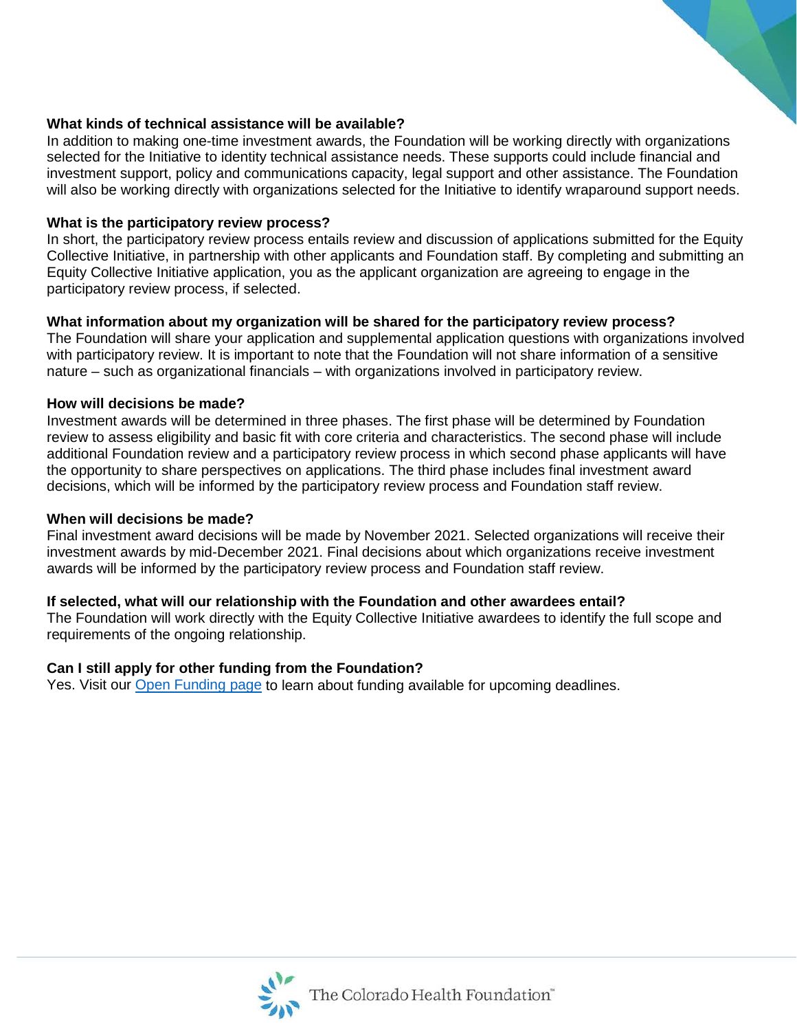**What kinds of technical assistance will be available?**

In addition to making one-time investment awards, the Foundation will be working directly with organizations selected for the Initiative to identity technical assistance needs. These supports could include financial and investment support, policy and communications capacity, legal support and other assistance. The Foundation will also be working directly with organizations selected for the Initiative to identify wraparound support needs.

**What is the participatory review process?**

In short, the participatory review process entails review and discussion of applications submitted for the Equity Collective Initiative, in partnership with other applicants and Foundation staff. By completing and submitting an Equity Collective Initiative application, you as the applicant organization are agreeing to engage in the participatory review process, if selected.

**What information about my organization will be shared for the participatory review process?**

The Foundation will share your application and supplemental application questions with organizations involved with participatory review. It is important to note that the Foundation will not share information of a sensitive nature – such as organizational financials – with organizations involved in participatory review.

**How will decisions be made?**

Investment awards will be determined in three phases. The first phase will be determined by Foundation review to assess eligibility and basic fit with core criteria and characteristics. The second phase will include additional Foundation review and a participatory review process in which second phase applicants will have the opportunity to share perspectives on applications. The third phase includes final investment award decisions, which will be informed by the participatory review process and Foundation staff review.

**When will decisions be made?**

Final investment award decisions will be made by November 2021. Selected organizations will receive their investment awards by mid-December 2021. Final decisions about which organizations receive investment awards will be informed by the participatory review process and Foundation staff review.

**If selected, what will our relationship with the Foundation and other awardees entail?**

The Foundation will work directly with the Equity Collective Initiative awardees to identify the full scope and requirements of the ongoing relationship.

**Can I still apply for other funding from the Foundation?**

Yes. Visit our Open Funding page to learn about funding available for upcoming deadlines.